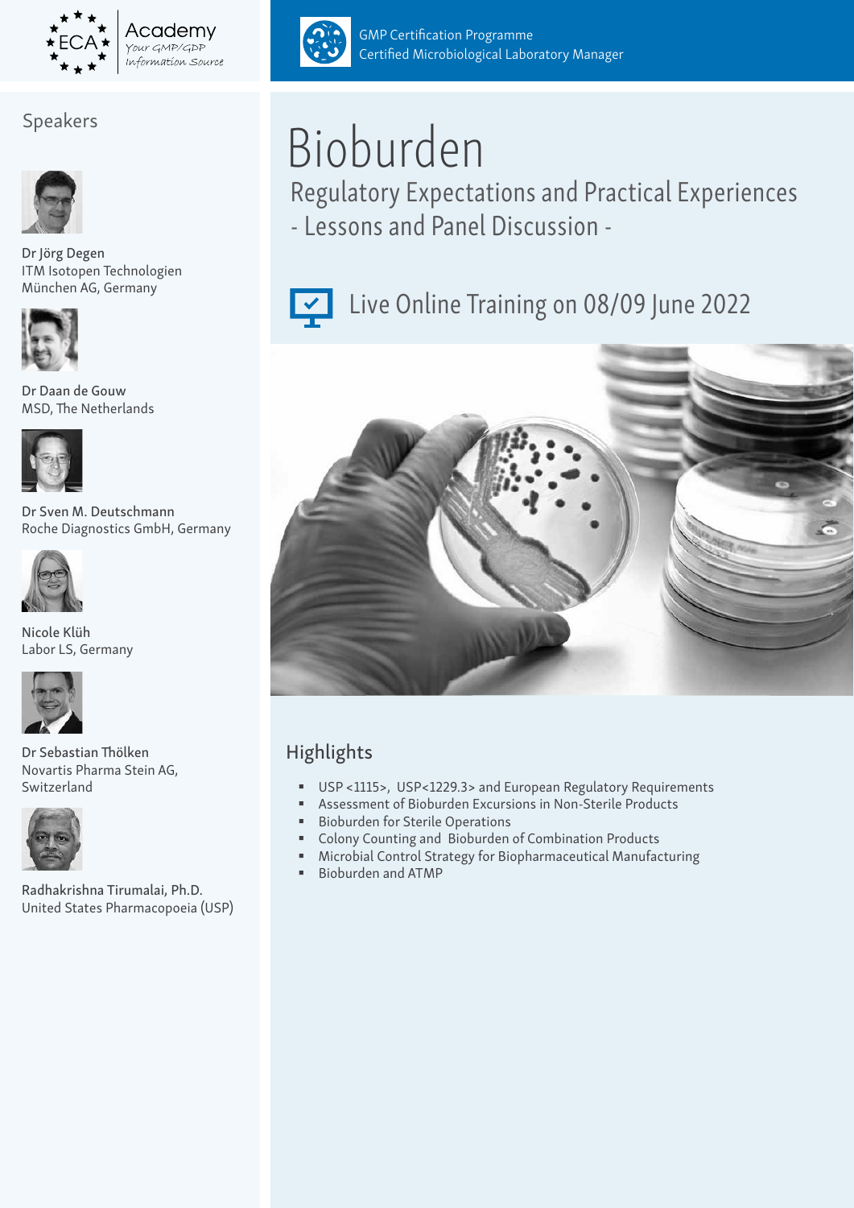ECA Academy – Your GMP/GDP Information Source

GMP Certification Programme
Certified Microbiological Laboratory Manager

# Bioburden

## Regulatory Expectations and Practical Experiences

## - Lessons and Panel Discussion -

Live Online Training on 08/09 June 2022

## Speakers

Dr Jörg Degen
ITM Isotopen Technologien München AG, Germany

Dr Daan de Gouw
MSD, The Netherlands

Dr Sven M. Deutschmann
Roche Diagnostics GmbH, Germany

Nicole Klüh
Labor LS, Germany

Dr Sebastian Thölken
Novartis Pharma Stein AG, Switzerland

Radhakrishna Tirumalai, Ph.D.
United States Pharmacopoeia (USP)

## Highlights

- USP <1115>, USP<1229.3> and European Regulatory Requirements
- Assessment of Bioburden Excursions in Non-Sterile Products
- Bioburden for Sterile Operations
- Colony Counting and Bioburden of Combination Products
- Microbial Control Strategy for Biopharmaceutical Manufacturing
- Bioburden and ATMP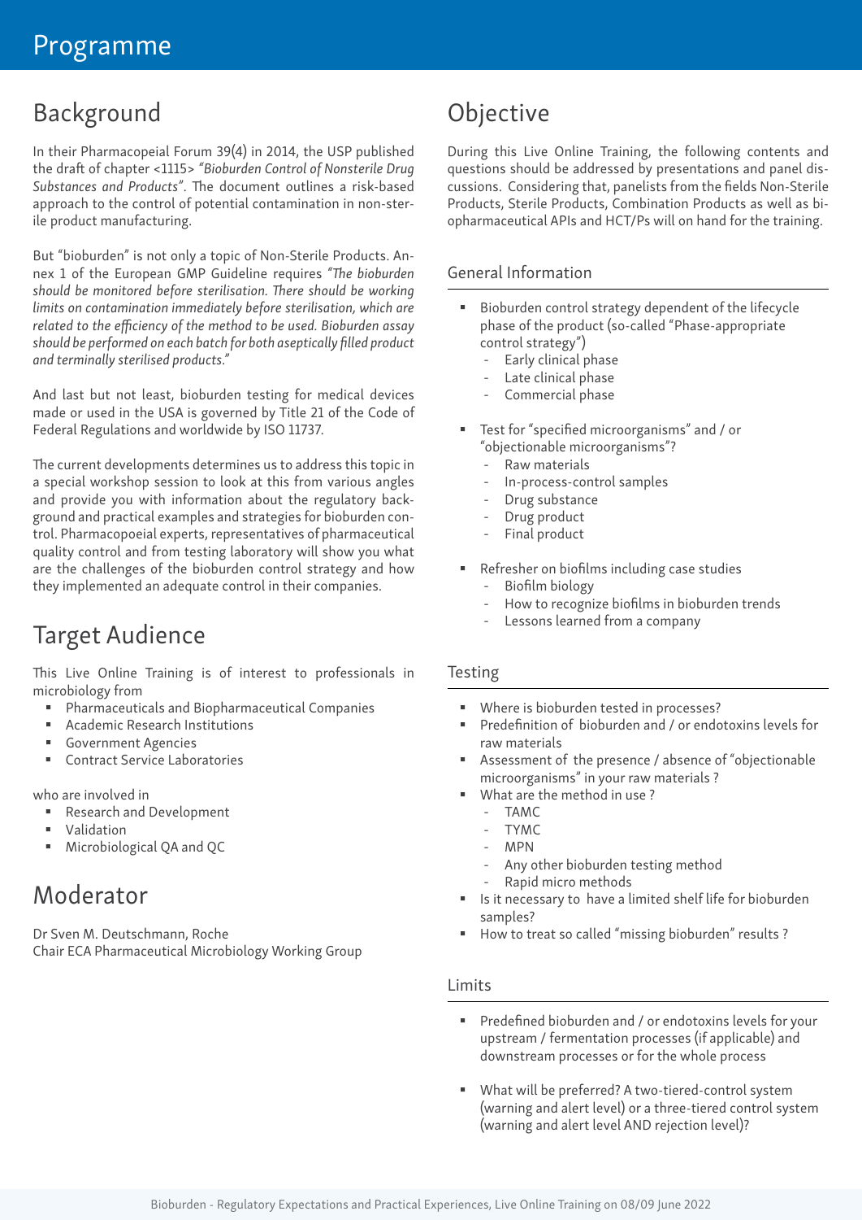# Programme

## Background

In their Pharmacopeial Forum 39(4) in 2014, the USP published the draft of chapter <1115> *"Bioburden Control of Nonsterile Drug Substances and Products"*. The document outlines a risk-based approach to the control of potential contamination in non-sterile product manufacturing.

But "bioburden" is not only a topic of Non-Sterile Products. Annex 1 of the European GMP Guideline requires *"The bioburden should be monitored before sterilisation. There should be working limits on contamination immediately before sterilisation, which are related to the efficiency of the method to be used. Bioburden assay should be performed on each batch for both aseptically filled product and terminally sterilised products."*

And last but not least, bioburden testing for medical devices made or used in the USA is governed by Title 21 of the Code of Federal Regulations and worldwide by ISO 11737.

The current developments determines us to address this topic in a special workshop session to look at this from various angles and provide you with information about the regulatory background and practical examples and strategies for bioburden control. Pharmacopoeial experts, representatives of pharmaceutical quality control and from testing laboratory will show you what are the challenges of the bioburden control strategy and how they implemented an adequate control in their companies.

## Target Audience

This Live Online Training is of interest to professionals in microbiology from

- Pharmaceuticals and Biopharmaceutical Companies
- Academic Research Institutions
- Government Agencies
- Contract Service Laboratories

who are involved in

- Research and Development
- Validation
- Microbiological QA and QC

## Moderator

Dr Sven M. Deutschmann, Roche
Chair ECA Pharmaceutical Microbiology Working Group

## Objective

During this Live Online Training, the following contents and questions should be addressed by presentations and panel discussions. Considering that, panelists from the fields Non-Sterile Products, Sterile Products, Combination Products as well as biopharmaceutical APIs and HCT/Ps will on hand for the training.

### General Information

- Bioburden control strategy dependent of the lifecycle phase of the product (so-called "Phase-appropriate control strategy")
  - Early clinical phase
  - Late clinical phase
  - Commercial phase
- Test for "specified microorganisms" and / or "objectionable microorganisms"?
  - Raw materials
  - In-process-control samples
  - Drug substance
  - Drug product
  - Final product
- Refresher on biofilms including case studies
  - Biofilm biology
  - How to recognize biofilms in bioburden trends
  - Lessons learned from a company

### Testing

- Where is bioburden tested in processes?
- Predefinition of bioburden and / or endotoxins levels for raw materials
- Assessment of the presence / absence of "objectionable microorganisms" in your raw materials ?
- What are the method in use ?
  - TAMC
  - TYMC
  - MPN
  - Any other bioburden testing method
  - Rapid micro methods
- Is it necessary to have a limited shelf life for bioburden samples?
- How to treat so called "missing bioburden" results ?

### Limits

- Predefined bioburden and / or endotoxins levels for your upstream / fermentation processes (if applicable) and downstream processes or for the whole process
- What will be preferred? A two-tiered-control system (warning and alert level) or a three-tiered control system (warning and alert level AND rejection level)?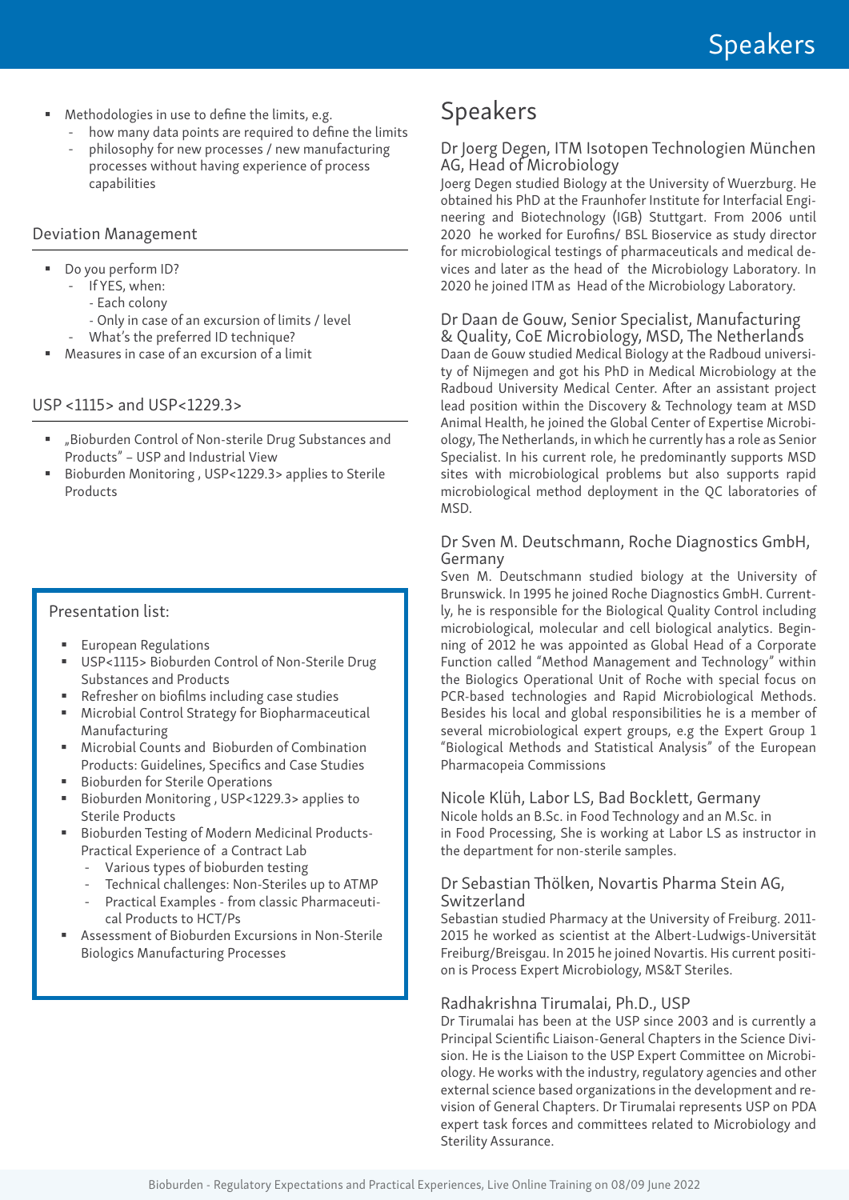- Methodologies in use to define the limits, e.g.
  - how many data points are required to define the limits
  - philosophy for new processes / new manufacturing processes without having experience of process capabilities

### Deviation Management

- Do you perform ID?
  - If YES, when:
    - Each colony
    - Only in case of an excursion of limits / level
  - What's the preferred ID technique?
- Measures in case of an excursion of a limit

### USP <1115> and USP<1229.3>

- „Bioburden Control of Non-sterile Drug Substances and Products" – USP and Industrial View
- Bioburden Monitoring , USP<1229.3> applies to Sterile Products

### Presentation list:

- European Regulations
- USP<1115> Bioburden Control of Non-Sterile Drug Substances and Products
- Refresher on biofilms including case studies
- Microbial Control Strategy for Biopharmaceutical Manufacturing
- Microbial Counts and Bioburden of Combination Products: Guidelines, Specifics and Case Studies
- Bioburden for Sterile Operations
- Bioburden Monitoring , USP<1229.3> applies to Sterile Products
- Bioburden Testing of Modern Medicinal Products- Practical Experience of a Contract Lab
  - Various types of bioburden testing
  - Technical challenges: Non-Steriles up to ATMP
  - Practical Examples - from classic Pharmaceutical Products to HCT/Ps
- Assessment of Bioburden Excursions in Non-Sterile Biologics Manufacturing Processes

## Speakers

### Dr Joerg Degen, ITM Isotopen Technologien München AG, Head of Microbiology

Joerg Degen studied Biology at the University of Wuerzburg. He obtained his PhD at the Fraunhofer Institute for Interfacial Engineering and Biotechnology (IGB) Stuttgart. From 2006 until 2020 he worked for Eurofins/ BSL Bioservice as study director for microbiological testings of pharmaceuticals and medical devices and later as the head of the Microbiology Laboratory. In 2020 he joined ITM as Head of the Microbiology Laboratory.

### Dr Daan de Gouw, Senior Specialist, Manufacturing & Quality, CoE Microbiology, MSD, The Netherlands

Daan de Gouw studied Medical Biology at the Radboud university of Nijmegen and got his PhD in Medical Microbiology at the Radboud University Medical Center. After an assistant project lead position within the Discovery & Technology team at MSD Animal Health, he joined the Global Center of Expertise Microbiology, The Netherlands, in which he currently has a role as Senior Specialist. In his current role, he predominantly supports MSD sites with microbiological problems but also supports rapid microbiological method deployment in the QC laboratories of MSD.

### Dr Sven M. Deutschmann, Roche Diagnostics GmbH, Germany

Sven M. Deutschmann studied biology at the University of Brunswick. In 1995 he joined Roche Diagnostics GmbH. Currently, he is responsible for the Biological Quality Control including microbiological, molecular and cell biological analytics. Beginning of 2012 he was appointed as Global Head of a Corporate Function called "Method Management and Technology" within the Biologics Operational Unit of Roche with special focus on PCR-based technologies and Rapid Microbiological Methods. Besides his local and global responsibilities he is a member of several microbiological expert groups, e.g the Expert Group 1 "Biological Methods and Statistical Analysis" of the European Pharmacopeia Commissions

### Nicole Klüh, Labor LS, Bad Bocklett, Germany

Nicole holds an B.Sc. in Food Technology and an M.Sc. in in Food Processing, She is working at Labor LS as instructor in the department for non-sterile samples.

### Dr Sebastian Thölken, Novartis Pharma Stein AG, Switzerland

Sebastian studied Pharmacy at the University of Freiburg. 2011-2015 he worked as scientist at the Albert-Ludwigs-Universität Freiburg/Breisgau. In 2015 he joined Novartis. His current position is Process Expert Microbiology, MS&T Steriles.

### Radhakrishna Tirumalai, Ph.D., USP

Dr Tirumalai has been at the USP since 2003 and is currently a Principal Scientific Liaison-General Chapters in the Science Division. He is the Liaison to the USP Expert Committee on Microbiology. He works with the industry, regulatory agencies and other external science based organizations in the development and revision of General Chapters. Dr Tirumalai represents USP on PDA expert task forces and committees related to Microbiology and Sterility Assurance.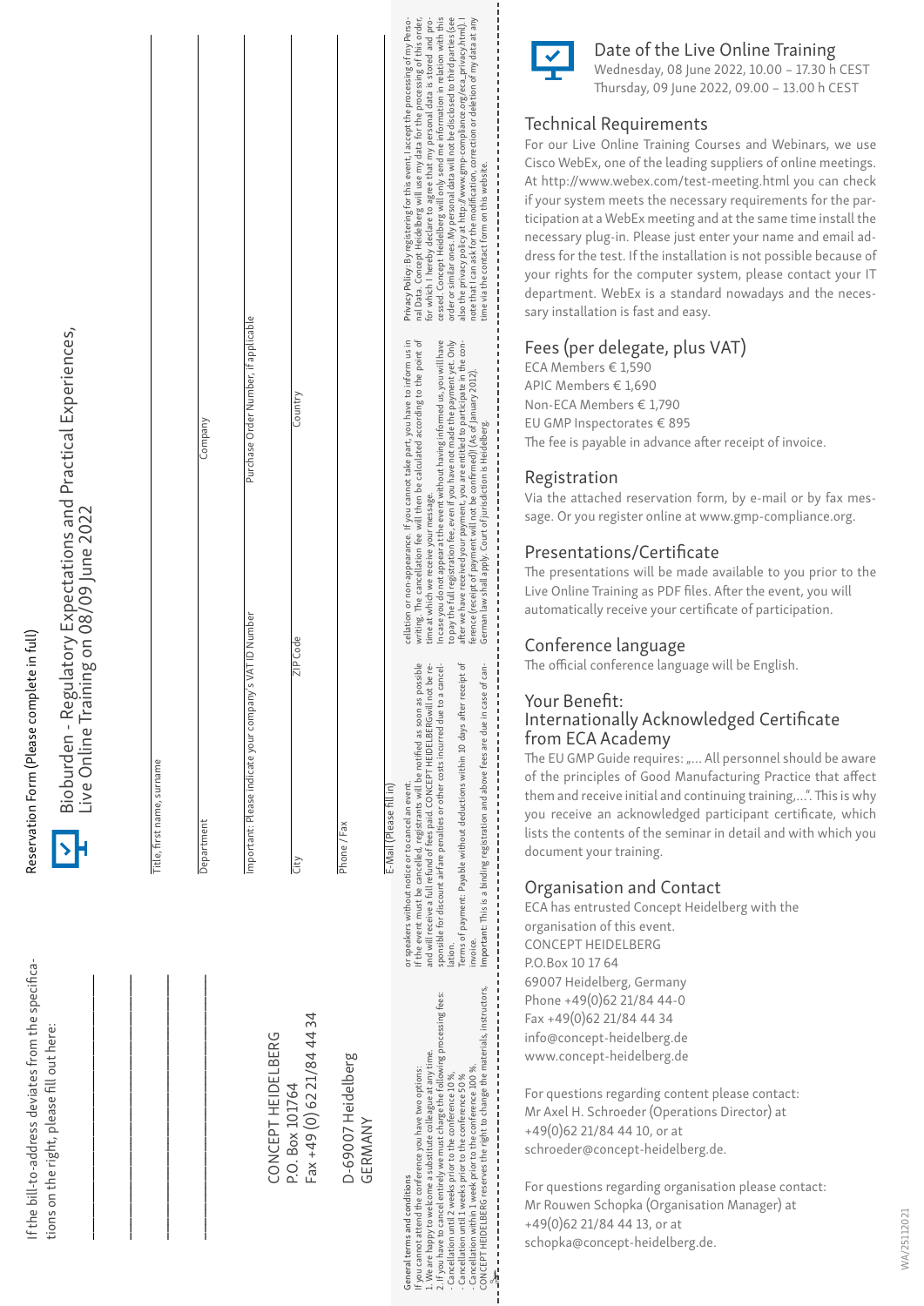If the bill-to-address deviates from the specifications on the right, please fill out here:

CONCEPT HEIDELBERG
P.O. Box 101764
Fax +49 (0) 62 21/84 44 34

D-69007 Heidelberg
GERMANY

## Reservation Form (Please complete in full)

Bioburden - Regulatory Expectations and Practical Experiences, Live Online Training on 08/09 June 2022

Title, first name, surname

Department | Company

Important: Please indicate your company's VAT ID Number | Purchase Order Number, if applicable

City | ZIP Code | Country

Phone / Fax

E-Mail (Please fill in)

General terms and conditions
If you cannot attend the conference you have two options:
1. We are happy to welcome a substitute colleague at any time.
2. If you have to cancel entirely we must charge the following processing fees:
- Cancellation until 2 weeks prior to the conference 10 %,
- Cancellation until 1 weeks prior to the conference 50 %
- Cancellation within 1 week prior to the conference 100 %.
CONCEPT HEIDELBERG reserves the right to change the materials, instructors, or speakers without notice or to cancel an event.
If the event must be cancelled, registrants will be notified as soon as possible and will receive a full refund of fees paid. CONCEPT HEIDELBERG will not be responsible for discount airfare penalties or other costs incurred due to a cancellation.
Terms of payment: Payable without deductions within 10 days after receipt of invoice.
Important: This is a binding registration and above fees are due in case of cancellation or non-appearance. If you cannot take part, you have to inform us in writing. The cancellation fee will then be calculated according to the point of time at which we receive your message.
In case you do not appear at the event without having informed us, you will have to pay the full registration fee, even if you have not made the payment yet. Only after we have received your payment, you are entitled to participate in the conference (receipt of payment will not be confirmed)! (As of January 2012).
German law shall apply. Court of jurisdiction is Heidelberg.

Privacy Policy: By registering for this event, I accept the processing of my Personal Data. Concept Heidelberg will use my data for the processing of this order, for which I hereby declare to agree that my personal data is stored and processed. Concept Heidelberg will only send me information in relation with this order or similar ones. My personal data will not be disclosed to third parties (see also the privacy policy at http://www.gmp-compliance.org/eca_privacy.html). I note that I can ask for the modification, correction or deletion of my data at any time via the contact form on this website.

## Date of the Live Online Training

Wednesday, 08 June 2022, 10.00 – 17.30 h CEST
Thursday, 09 June 2022, 09.00 – 13.00 h CEST

## Technical Requirements

For our Live Online Training Courses and Webinars, we use Cisco WebEx, one of the leading suppliers of online meetings. At http://www.webex.com/test-meeting.html you can check if your system meets the necessary requirements for the participation at a WebEx meeting and at the same time install the necessary plug-in. Please just enter your name and email address for the test. If the installation is not possible because of your rights for the computer system, please contact your IT department. WebEx is a standard nowadays and the necessary installation is fast and easy.

## Fees (per delegate, plus VAT)

ECA Members € 1,590
APIC Members € 1,690
Non-ECA Members € 1,790
EU GMP Inspectorates € 895
The fee is payable in advance after receipt of invoice.

## Registration

Via the attached reservation form, by e-mail or by fax message. Or you register online at www.gmp-compliance.org.

## Presentations/Certificate

The presentations will be made available to you prior to the Live Online Training as PDF files. After the event, you will automatically receive your certificate of participation.

## Conference language

The official conference language will be English.

## Your Benefit: Internationally Acknowledged Certificate from ECA Academy

The EU GMP Guide requires: „... All personnel should be aware of the principles of Good Manufacturing Practice that affect them and receive initial and continuing training,...". This is why you receive an acknowledged participant certificate, which lists the contents of the seminar in detail and with which you document your training.

## Organisation and Contact

ECA has entrusted Concept Heidelberg with the organisation of this event.
CONCEPT HEIDELBERG
P.O.Box 10 17 64
69007 Heidelberg, Germany
Phone +49(0)62 21/84 44-0
Fax +49(0)62 21/84 44 34
info@concept-heidelberg.de
www.concept-heidelberg.de

For questions regarding content please contact:
Mr Axel H. Schroeder (Operations Director) at +49(0)62 21/84 44 10, or at schroeder@concept-heidelberg.de.

For questions regarding organisation please contact:
Mr Rouwen Schopka (Organisation Manager) at +49(0)62 21/84 44 13, or at schopka@concept-heidelberg.de.

WA/25112021